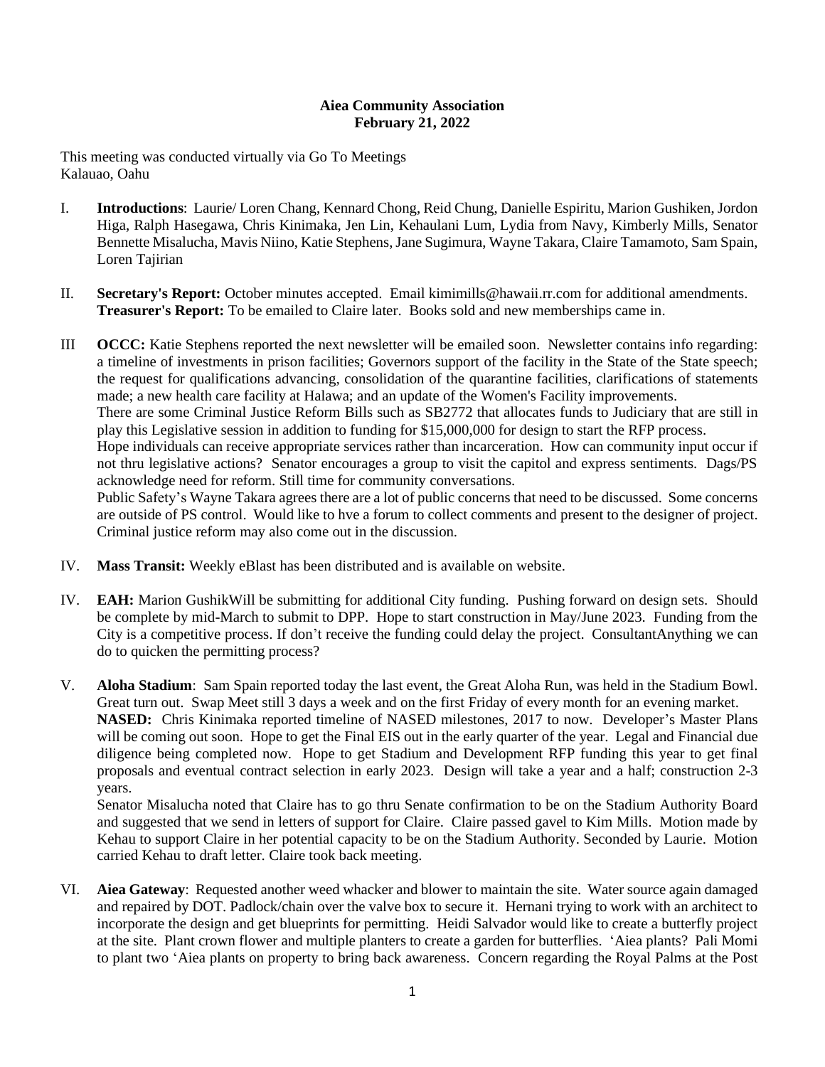**Aiea Community Association**
**February 21, 2022**

This meeting was conducted virtually via Go To Meetings
Kalauao, Oahu

I. **Introductions**: Laurie/ Loren Chang, Kennard Chong, Reid Chung, Danielle Espiritu, Marion Gushiken, Jordon Higa, Ralph Hasegawa, Chris Kinimaka, Jen Lin, Kehaulani Lum, Lydia from Navy, Kimberly Mills, Senator Bennette Misalucha, Mavis Niino, Katie Stephens, Jane Sugimura, Wayne Takara, Claire Tamamoto, Sam Spain, Loren Tajirian

II. **Secretary's Report:** October minutes accepted. Email kimimills@hawaii.rr.com for additional amendments.
**Treasurer's Report:** To be emailed to Claire later. Books sold and new memberships came in.

III **OCCC:** Katie Stephens reported the next newsletter will be emailed soon. Newsletter contains info regarding: a timeline of investments in prison facilities; Governors support of the facility in the State of the State speech; the request for qualifications advancing, consolidation of the quarantine facilities, clarifications of statements made; a new health care facility at Halawa; and an update of the Women's Facility improvements.
There are some Criminal Justice Reform Bills such as SB2772 that allocates funds to Judiciary that are still in play this Legislative session in addition to funding for $15,000,000 for design to start the RFP process.
Hope individuals can receive appropriate services rather than incarceration. How can community input occur if not thru legislative actions? Senator encourages a group to visit the capitol and express sentiments. Dags/PS acknowledge need for reform. Still time for community conversations.
Public Safety's Wayne Takara agrees there are a lot of public concerns that need to be discussed. Some concerns are outside of PS control. Would like to hve a forum to collect comments and present to the designer of project. Criminal justice reform may also come out in the discussion.

IV. **Mass Transit:** Weekly eBlast has been distributed and is available on website.

IV. **EAH:** Marion GushikWill be submitting for additional City funding. Pushing forward on design sets. Should be complete by mid-March to submit to DPP. Hope to start construction in May/June 2023. Funding from the City is a competitive process. If don't receive the funding could delay the project. ConsultantAnything we can do to quicken the permitting process?

V. **Aloha Stadium**: Sam Spain reported today the last event, the Great Aloha Run, was held in the Stadium Bowl. Great turn out. Swap Meet still 3 days a week and on the first Friday of every month for an evening market.
**NASED:** Chris Kinimaka reported timeline of NASED milestones, 2017 to now. Developer's Master Plans will be coming out soon. Hope to get the Final EIS out in the early quarter of the year. Legal and Financial due diligence being completed now. Hope to get Stadium and Development RFP funding this year to get final proposals and eventual contract selection in early 2023. Design will take a year and a half; construction 2-3 years.
Senator Misalucha noted that Claire has to go thru Senate confirmation to be on the Stadium Authority Board and suggested that we send in letters of support for Claire. Claire passed gavel to Kim Mills. Motion made by Kehau to support Claire in her potential capacity to be on the Stadium Authority. Seconded by Laurie. Motion carried Kehau to draft letter. Claire took back meeting.

VI. **Aiea Gateway**: Requested another weed whacker and blower to maintain the site. Water source again damaged and repaired by DOT. Padlock/chain over the valve box to secure it. Hernani trying to work with an architect to incorporate the design and get blueprints for permitting. Heidi Salvador would like to create a butterfly project at the site. Plant crown flower and multiple planters to create a garden for butterflies. 'Aiea plants? Pali Momi to plant two 'Aiea plants on property to bring back awareness. Concern regarding the Royal Palms at the Post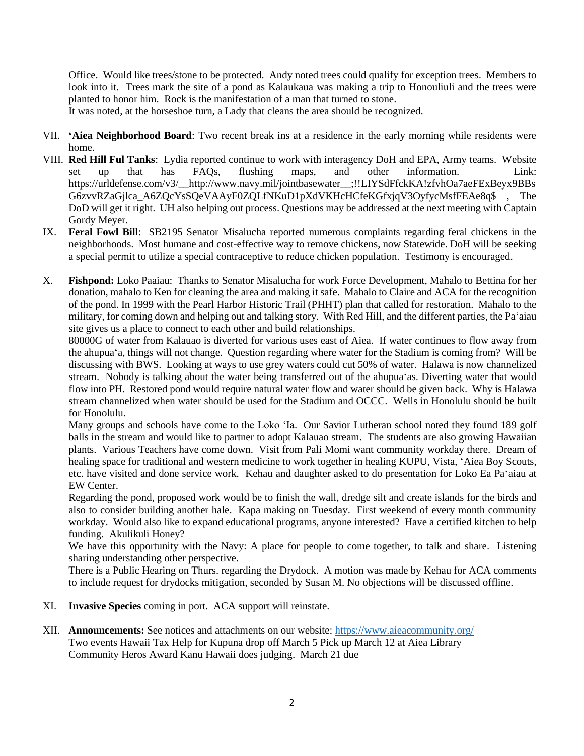Office. Would like trees/stone to be protected. Andy noted trees could qualify for exception trees. Members to look into it. Trees mark the site of a pond as Kalaukaua was making a trip to Honouliuli and the trees were planted to honor him. Rock is the manifestation of a man that turned to stone.
It was noted, at the horseshoe turn, a Lady that cleans the area should be recognized.

VII. **'Aiea Neighborhood Board**: Two recent break ins at a residence in the early morning while residents were home.

VIII. **Red Hill Ful Tanks**: Lydia reported continue to work with interagency DoH and EPA, Army teams. Website set up that has FAQs, flushing maps, and other information. Link: https://urldefense.com/v3/__http://www.navy.mil/jointbasewater__;!!LIYSdFfckKA!zfvhOa7aeFExBeyx9BBsG6zvvRZaGjlca_A6ZQcYsSQeVAAyF0ZQLfNKuD1pXdVKHcHCfeKGfxjqV3OyfycMsfFEAe8q$ , The DoD will get it right. UH also helping out process. Questions may be addressed at the next meeting with Captain Gordy Meyer.

IX. **Feral Fowl Bill**: SB2195 Senator Misalucha reported numerous complaints regarding feral chickens in the neighborhoods. Most humane and cost-effective way to remove chickens, now Statewide. DoH will be seeking a special permit to utilize a special contraceptive to reduce chicken population. Testimony is encouraged.

X. **Fishpond:** Loko Paaiau: Thanks to Senator Misalucha for work Force Development, Mahalo to Bettina for her donation, mahalo to Ken for cleaning the area and making it safe. Mahalo to Claire and ACA for the recognition of the pond. In 1999 with the Pearl Harbor Historic Trail (PHHT) plan that called for restoration. Mahalo to the military, for coming down and helping out and talking story. With Red Hill, and the different parties, the Pa'aiau site gives us a place to connect to each other and build relationships.
80000G of water from Kalauao is diverted for various uses east of Aiea. If water continues to flow away from the ahupua'a, things will not change. Question regarding where water for the Stadium is coming from? Will be discussing with BWS. Looking at ways to use grey waters could cut 50% of water. Halawa is now channelized stream. Nobody is talking about the water being transferred out of the ahupua'as. Diverting water that would flow into PH. Restored pond would require natural water flow and water should be given back. Why is Halawa stream channelized when water should be used for the Stadium and OCCC. Wells in Honolulu should be built for Honolulu.
Many groups and schools have come to the Loko 'Ia. Our Savior Lutheran school noted they found 189 golf balls in the stream and would like to partner to adopt Kalauao stream. The students are also growing Hawaiian plants. Various Teachers have come down. Visit from Pali Momi want community workday there. Dream of healing space for traditional and western medicine to work together in healing KUPU, Vista, 'Aiea Boy Scouts, etc. have visited and done service work. Kehau and daughter asked to do presentation for Loko Ea Pa'aiau at EW Center.
Regarding the pond, proposed work would be to finish the wall, dredge silt and create islands for the birds and also to consider building another hale. Kapa making on Tuesday. First weekend of every month community workday. Would also like to expand educational programs, anyone interested? Have a certified kitchen to help funding. Akulikuli Honey?
We have this opportunity with the Navy: A place for people to come together, to talk and share. Listening sharing understanding other perspective.
There is a Public Hearing on Thurs. regarding the Drydock. A motion was made by Kehau for ACA comments to include request for drydocks mitigation, seconded by Susan M. No objections will be discussed offline.

XI. **Invasive Species** coming in port. ACA support will reinstate.

XII. **Announcements:** See notices and attachments on our website: https://www.aieacommunity.org/
Two events Hawaii Tax Help for Kupuna drop off March 5 Pick up March 12 at Aiea Library
Community Heros Award Kanu Hawaii does judging. March 21 due